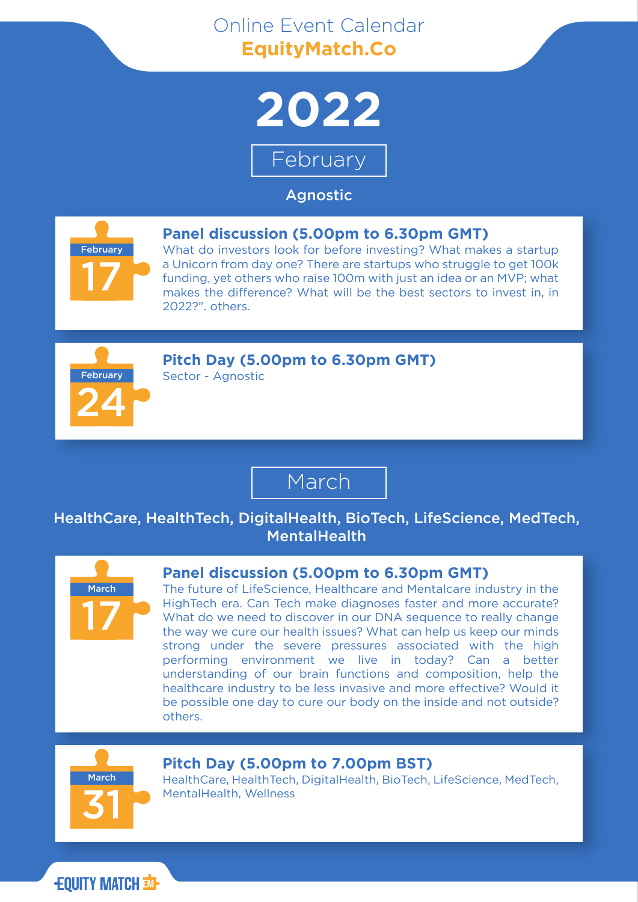Online Event Calendar

**EquityMatch.Co**

# 2022

## February

**Agnostic**

February **17**

### Panel discussion (5.00pm to 6.30pm GMT)

What do investors look for before investing? What makes a startup a Unicorn from day one? There are startups who struggle to get 100k funding, yet others who raise 100m with just an idea or an MVP; what makes the difference? What will be the best sectors to invest in, in 2022?". others.

February **24**

### Pitch Day (5.00pm to 6.30pm GMT)

Sector - Agnostic

## March

**HealthCare, HealthTech, DigitalHealth, BioTech, LifeScience, MedTech, MentalHealth**

March **17**

### Panel discussion (5.00pm to 6.30pm GMT)

The future of LifeScience, Healthcare and Mentalcare industry in the HighTech era. Can Tech make diagnoses faster and more accurate? What do we need to discover in our DNA sequence to really change the way we cure our health issues? What can help us keep our minds strong under the severe pressures associated with the high performing environment we live in today? Can a better understanding of our brain functions and composition, help the healthcare industry to be less invasive and more effective? Would it be possible one day to cure our body on the inside and not outside? others.

March **31**

### Pitch Day (5.00pm to 7.00pm BST)

HealthCare, HealthTech, DigitalHealth, BioTech, LifeScience, MedTech, MentalHealth, Wellness

EQUITY MATCH EM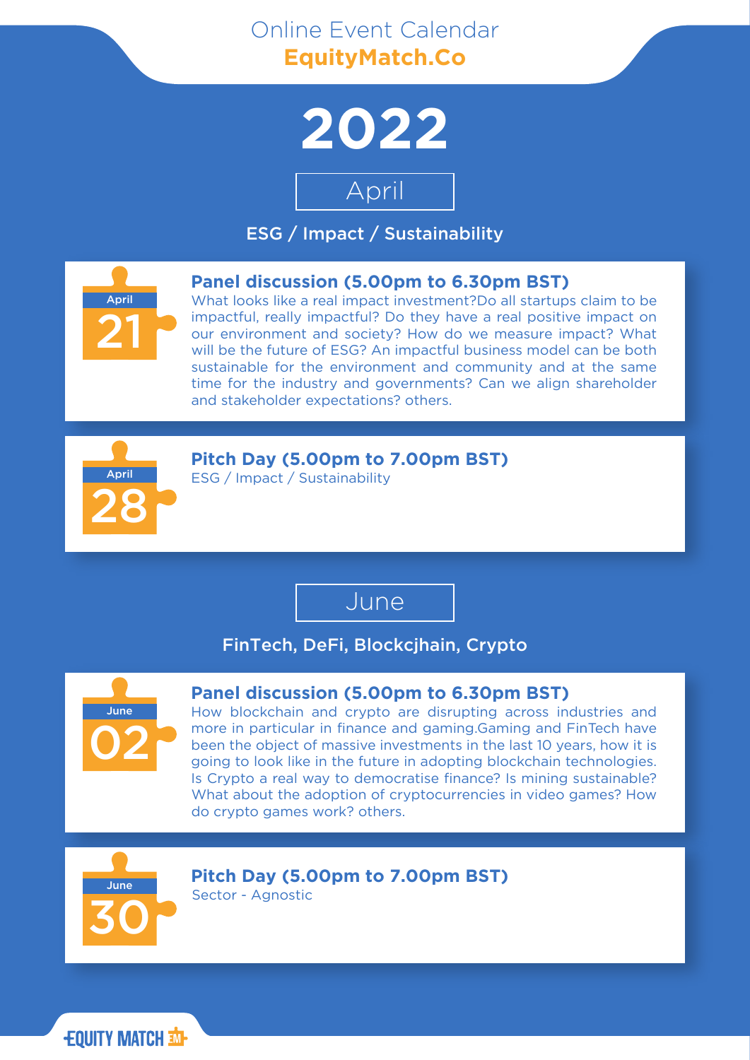# Online Event Calendar
**EquityMatch.Co**

# 2022

## April

### ESG / Impact / Sustainability

**April 21**

**Panel discussion (5.00pm to 6.30pm BST)**

What looks like a real impact investment?Do all startups claim to be impactful, really impactful? Do they have a real positive impact on our environment and society? How do we measure impact? What will be the future of ESG? An impactful business model can be both sustainable for the environment and community and at the same time for the industry and governments? Can we align shareholder and stakeholder expectations? others.

**April 28**

**Pitch Day (5.00pm to 7.00pm BST)**

ESG / Impact / Sustainability

## June

### FinTech, DeFi, Blockcjhain, Crypto

**June 02**

**Panel discussion (5.00pm to 6.30pm BST)**

How blockchain and crypto are disrupting across industries and more in particular in finance and gaming.Gaming and FinTech have been the object of massive investments in the last 10 years, how it is going to look like in the future in adopting blockchain technologies. Is Crypto a real way to democratise finance? Is mining sustainable? What about the adoption of cryptocurrencies in video games? How do crypto games work? others.

**June 30**

**Pitch Day (5.00pm to 7.00pm BST)**

Sector - Agnostic

EQUITY MATCH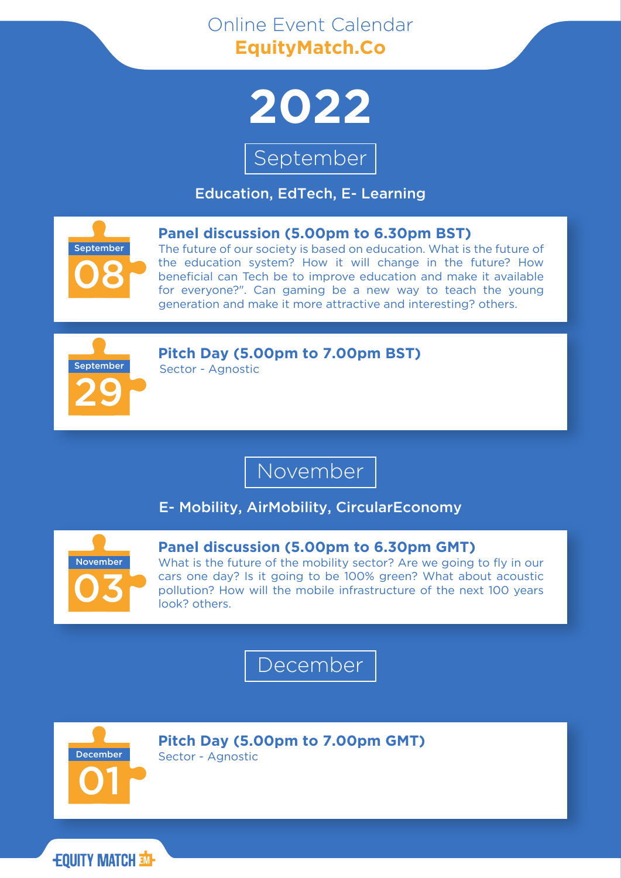Online Event Calendar

**EquityMatch.Co**

# 2022

## September

**Education, EdTech, E- Learning**

September **08**

### Panel discussion (5.00pm to 6.30pm BST)

The future of our society is based on education. What is the future of the education system? How it will change in the future? How beneficial can Tech be to improve education and make it available for everyone?". Can gaming be a new way to teach the young generation and make it more attractive and interesting? others.

September **29**

### Pitch Day (5.00pm to 7.00pm BST)

Sector - Agnostic

## November

**E- Mobility, AirMobility, CircularEconomy**

November **03**

### Panel discussion (5.00pm to 6.30pm GMT)

What is the future of the mobility sector? Are we going to fly in our cars one day? Is it going to be 100% green? What about acoustic pollution? How will the mobile infrastructure of the next 100 years look? others.

## December

December **01**

### Pitch Day (5.00pm to 7.00pm GMT)

Sector - Agnostic

EQUITY MATCH EM